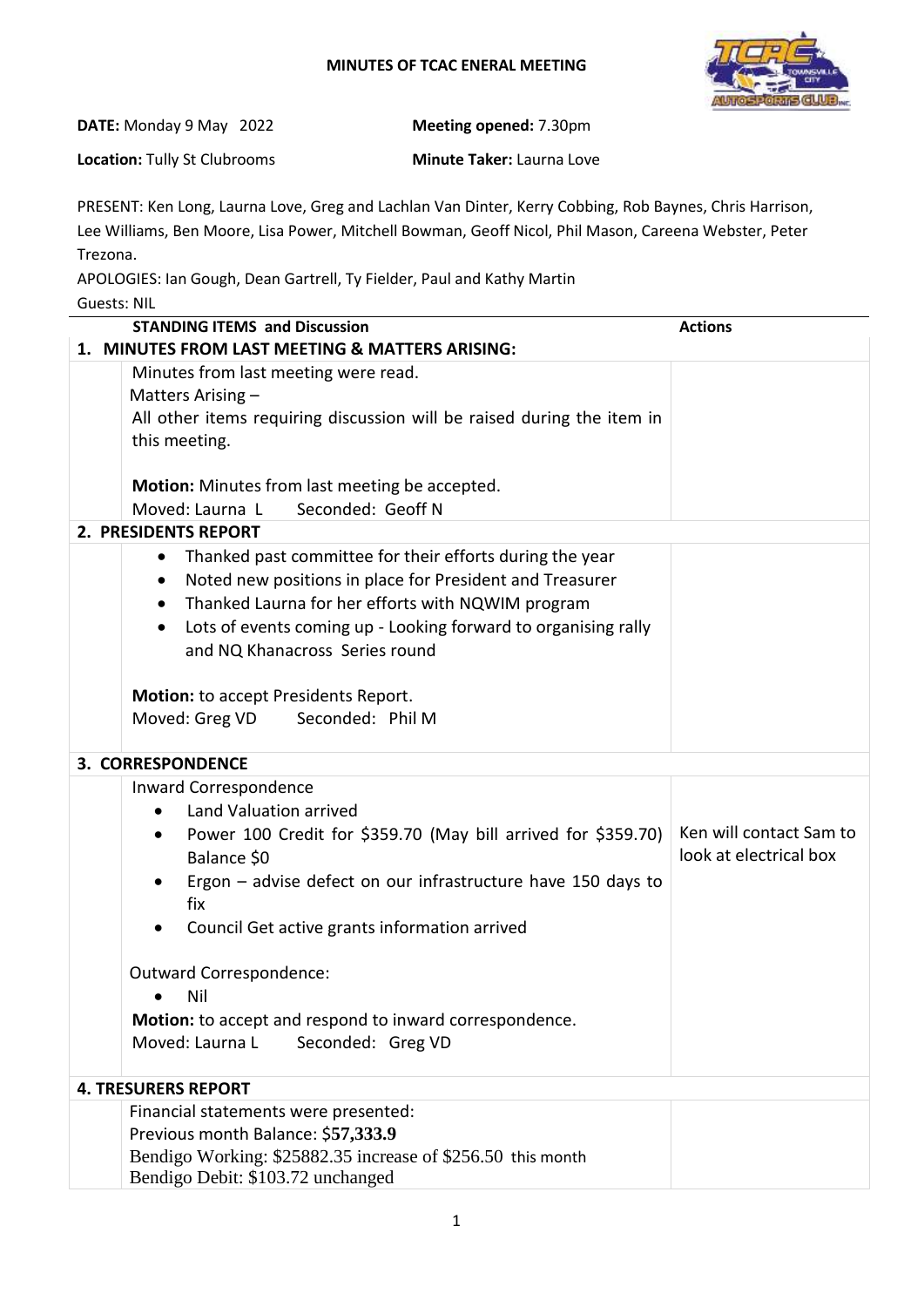# MINUTES OF TCAC ENERAL MEETING

**DATE:** Monday 9 May 2022

**Meeting opened:** 7.30pm

**Location:** Tully St Clubrooms

**Minute Taker:** Laurna Love

PRESENT: Ken Long, Laurna Love, Greg and Lachlan Van Dinter, Kerry Cobbing, Rob Baynes, Chris Harrison, Lee Williams, Ben Moore, Lisa Power, Mitchell Bowman, Geoff Nicol, Phil Mason, Careena Webster, Peter Trezona.

APOLOGIES: Ian Gough, Dean Gartrell, Ty Fielder, Paul and Kathy Martin

Guests: NIL

| STANDING ITEMS and Discussion | Actions |
|---|---|
| **1. MINUTES FROM LAST MEETING & MATTERS ARISING:** | |
| Minutes from last meeting were read.<br>Matters Arising –<br>All other items requiring discussion will be raised during the item in this meeting.<br><br>**Motion:** Minutes from last meeting be accepted.<br>Moved: Laurna L Seconded: Geoff N | |
| **2. PRESIDENTS REPORT** | |
| • Thanked past committee for their efforts during the year<br>• Noted new positions in place for President and Treasurer<br>• Thanked Laurna for her efforts with NQWIM program<br>• Lots of events coming up - Looking forward to organising rally and NQ Khanacross Series round<br><br>**Motion:** to accept Presidents Report.<br>Moved: Greg VD Seconded: Phil M | |
| **3. CORRESPONDENCE** | |
| Inward Correspondence<br>• Land Valuation arrived<br>• Power 100 Credit for $359.70 (May bill arrived for $359.70) Balance $0<br>• Ergon – advise defect on our infrastructure have 150 days to fix<br>• Council Get active grants information arrived<br><br>Outward Correspondence:<br>• Nil<br>**Motion:** to accept and respond to inward correspondence.<br>Moved: Laurna L Seconded: Greg VD | Ken will contact Sam to look at electrical box |
| **4. TRESURERS REPORT** | |
| Financial statements were presented:<br>Previous month Balance: $**57,333.9**<br>Bendigo Working: $25882.35 increase of $256.50 this month<br>Bendigo Debit: $103.72 unchanged | |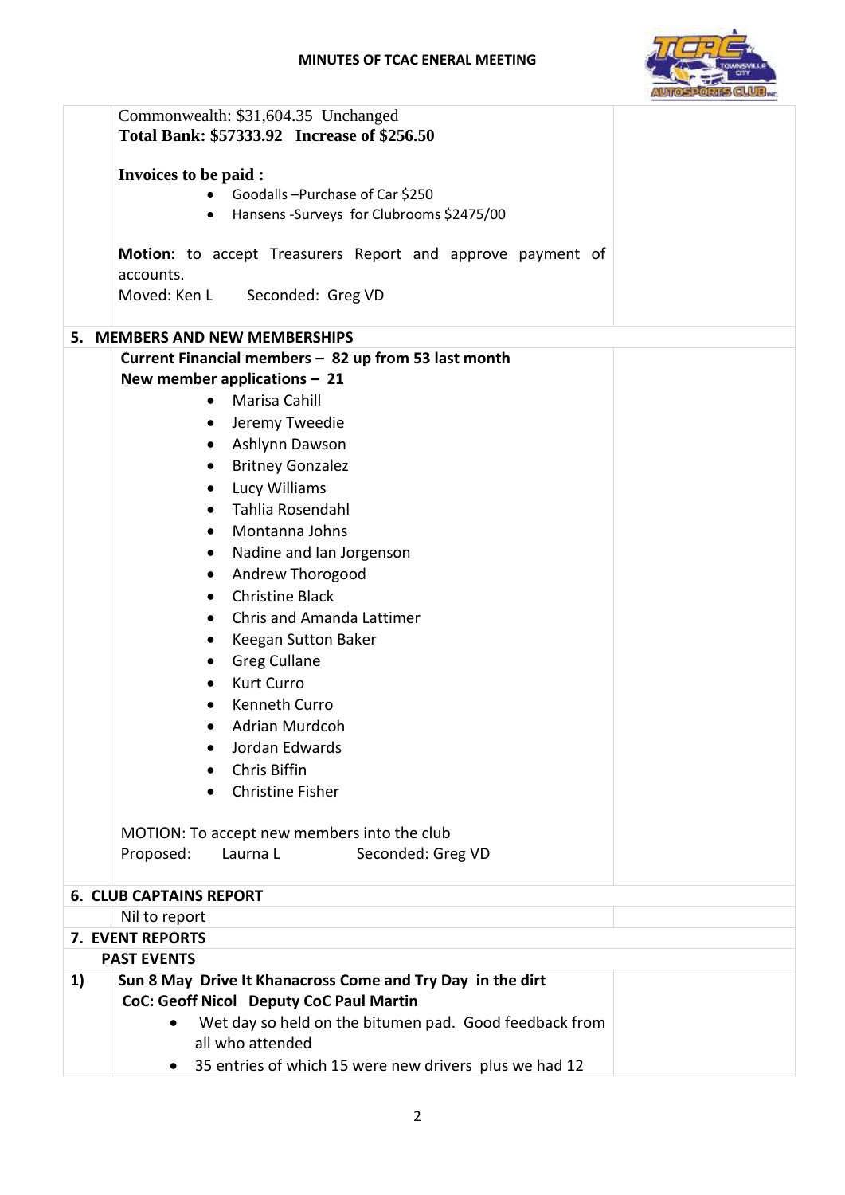Commonwealth: $31,604.35 Unchanged

**Total Bank: $57333.92 Increase of $256.50**

**Invoices to be paid :**

- Goodalls –Purchase of Car $250
- Hansens -Surveys for Clubrooms $2475/00

**Motion:** to accept Treasurers Report and approve payment of accounts.

Moved: Ken L Seconded: Greg VD

## 5. MEMBERS AND NEW MEMBERSHIPS

**Current Financial members – 82 up from 53 last month**

**New member applications – 21**

- Marisa Cahill
- Jeremy Tweedie
- Ashlynn Dawson
- Britney Gonzalez
- Lucy Williams
- Tahlia Rosendahl
- Montanna Johns
- Nadine and Ian Jorgenson
- Andrew Thorogood
- Christine Black
- Chris and Amanda Lattimer
- Keegan Sutton Baker
- Greg Cullane
- Kurt Curro
- Kenneth Curro
- Adrian Murdcoh
- Jordan Edwards
- Chris Biffin
- Christine Fisher

MOTION: To accept new members into the club

Proposed: Laurna L Seconded: Greg VD

## 6. CLUB CAPTAINS REPORT

Nil to report

## 7. EVENT REPORTS

**PAST EVENTS**

**1) Sun 8 May Drive It Khanacross Come and Try Day in the dirt**

**CoC: Geoff Nicol Deputy CoC Paul Martin**

- Wet day so held on the bitumen pad. Good feedback from all who attended
- 35 entries of which 15 were new drivers plus we had 12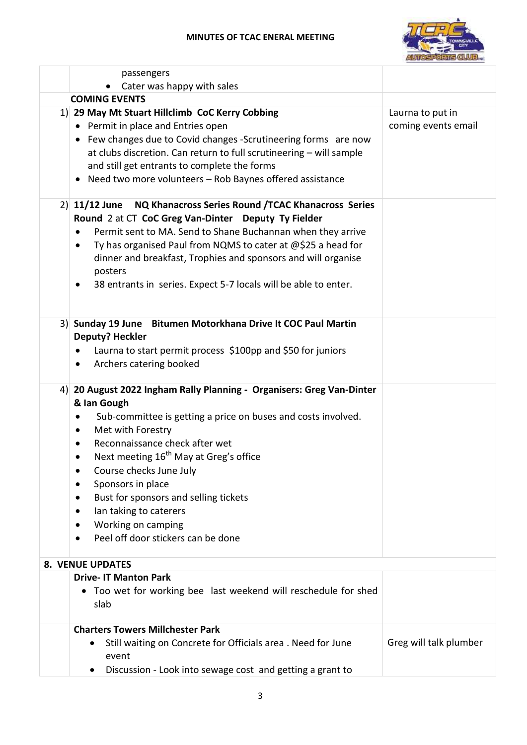| | | |
|---|---|---|
| | passengers<br>• Cater was happy with sales | |
| | **COMING EVENTS** | |
| 1) | **29 May Mt Stuart Hillclimb CoC Kerry Cobbing**<br>• Permit in place and Entries open<br>• Few changes due to Covid changes -Scrutineering forms are now at clubs discretion. Can return to full scrutineering – will sample and still get entrants to complete the forms<br>• Need two more volunteers – Rob Baynes offered assistance | Laurna to put in coming events email |
| 2) | **11/12 June NQ Khanacross Series Round /TCAC Khanacross Series Round** 2 at CT **CoC Greg Van-Dinter Deputy Ty Fielder**<br>• Permit sent to MA. Send to Shane Buchannan when they arrive<br>• Ty has organised Paul from NQMS to cater at @$25 a head for dinner and breakfast, Trophies and sponsors and will organise posters<br>• 38 entrants in series. Expect 5-7 locals will be able to enter. | |
| 3) | **Sunday 19 June Bitumen Motorkhana Drive It COC Paul Martin Deputy? Heckler**<br>• Laurna to start permit process $100pp and $50 for juniors<br>• Archers catering booked | |
| 4) | **20 August 2022 Ingham Rally Planning - Organisers: Greg Van-Dinter & Ian Gough**<br>• Sub-committee is getting a price on buses and costs involved.<br>• Met with Forestry<br>• Reconnaissance check after wet<br>• Next meeting 16th May at Greg's office<br>• Course checks June July<br>• Sponsors in place<br>• Bust for sponsors and selling tickets<br>• Ian taking to caterers<br>• Working on camping<br>• Peel off door stickers can be done | |
| **8. VENUE UPDATES** | | |
| | **Drive- IT Manton Park**<br>• Too wet for working bee last weekend will reschedule for shed slab | |
| | **Charters Towers Millchester Park**<br>• Still waiting on Concrete for Officials area . Need for June event<br>• Discussion - Look into sewage cost and getting a grant to | Greg will talk plumber |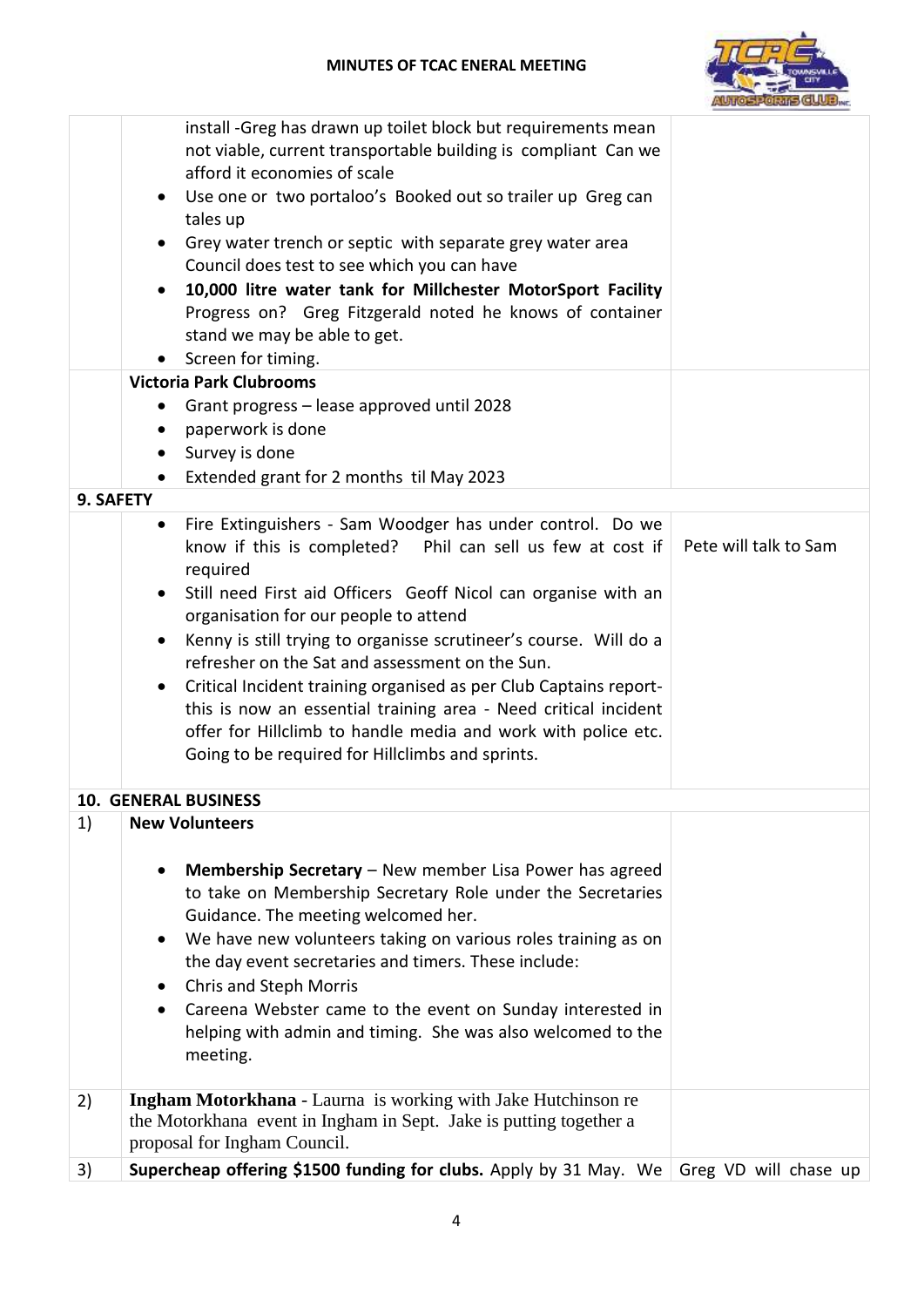| | | |
|---|---|---|
| | install -Greg has drawn up toilet block but requirements mean not viable, current transportable building is compliant Can we afford it economies of scale<br>• Use one or two portaloo's Booked out so trailer up Greg can tales up<br>• Grey water trench or septic with separate grey water area Council does test to see which you can have<br>• **10,000 litre water tank for Millchester MotorSport Facility** Progress on? Greg Fitzgerald noted he knows of container stand we may be able to get.<br>• Screen for timing. | |
| | **Victoria Park Clubrooms**<br>• Grant progress – lease approved until 2028<br>• paperwork is done<br>• Survey is done<br>• Extended grant for 2 months til May 2023 | |
| **9. SAFETY** | | |
| | • Fire Extinguishers - Sam Woodger has under control. Do we know if this is completed? Phil can sell us few at cost if required<br>• Still need First aid Officers Geoff Nicol can organise with an organisation for our people to attend<br>• Kenny is still trying to organise scrutineer's course. Will do a refresher on the Sat and assessment on the Sun.<br>• Critical Incident training organised as per Club Captains report- this is now an essential training area - Need critical incident offer for Hillclimb to handle media and work with police etc. Going to be required for Hillclimbs and sprints. | Pete will talk to Sam |
| **10. GENERAL BUSINESS** | | |
| 1) | **New Volunteers**<br>• **Membership Secretary** – New member Lisa Power has agreed to take on Membership Secretary Role under the Secretaries Guidance. The meeting welcomed her.<br>• We have new volunteers taking on various roles training as on the day event secretaries and timers. These include:<br>• Chris and Steph Morris<br>• Careena Webster came to the event on Sunday interested in helping with admin and timing. She was also welcomed to the meeting. | |
| 2) | **Ingham Motorkhana** - Laurna is working with Jake Hutchinson re the Motorkhana event in Ingham in Sept. Jake is putting together a proposal for Ingham Council. | |
| 3) | **Supercheap offering $1500 funding for clubs.** Apply by 31 May. We | Greg VD will chase up |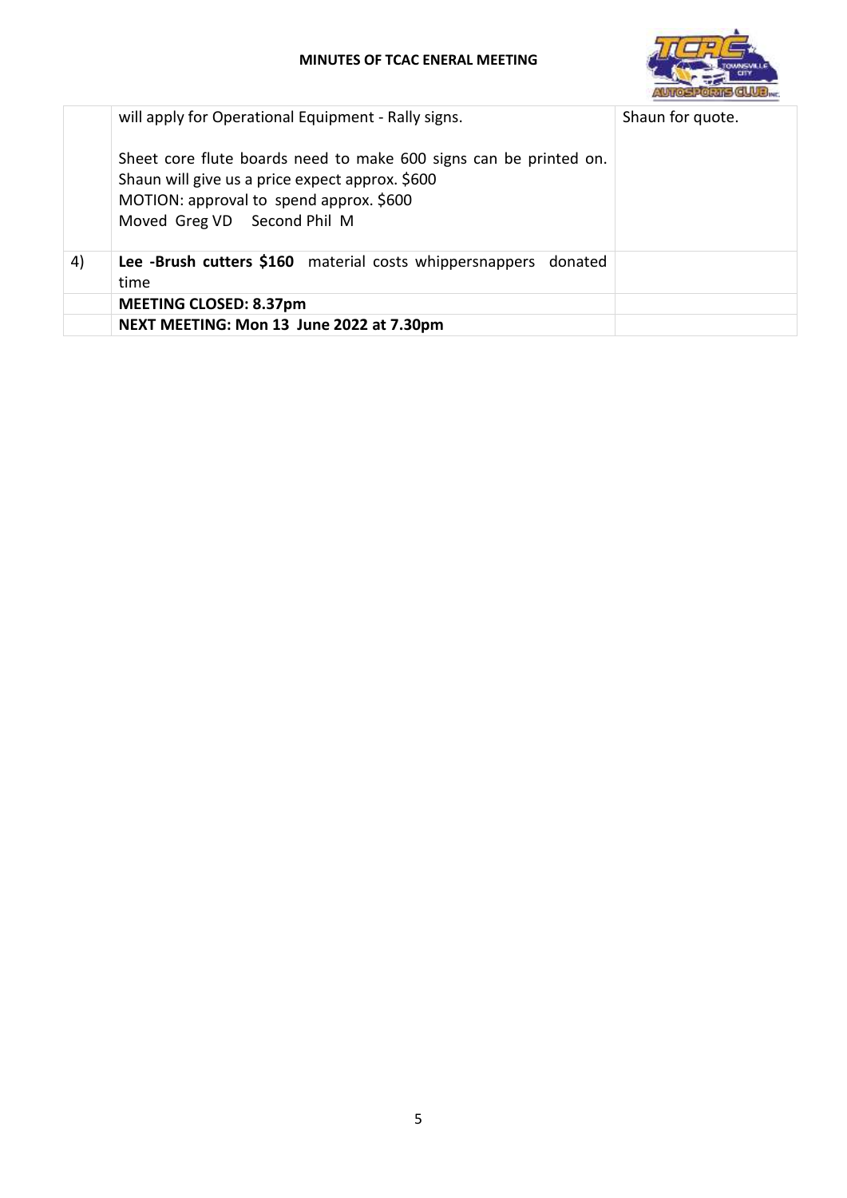| | | |
|---|---|---|
| | will apply for Operational Equipment - Rally signs.<br><br>Sheet core flute boards need to make 600 signs can be printed on. Shaun will give us a price expect approx. $600<br>MOTION: approval to spend approx. $600<br>Moved Greg VD Second Phil M | Shaun for quote. |
| 4) | **Lee -Brush cutters $160** material costs whippersnappers donated time | |
| | **MEETING CLOSED: 8.37pm** | |
| | **NEXT MEETING: Mon 13 June 2022 at 7.30pm** | |